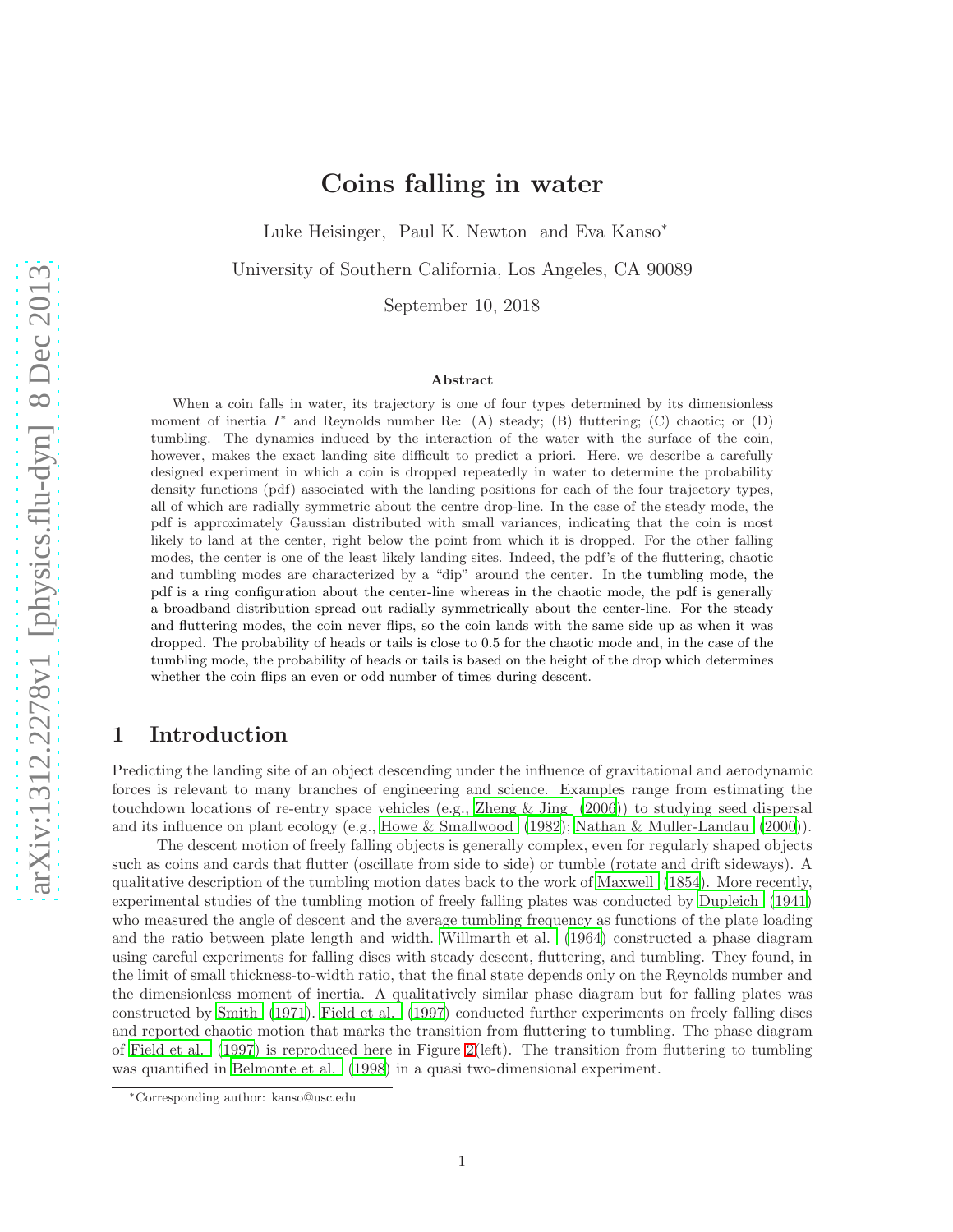# Coins falling in water

Luke Heisinger, Paul K. Newton and Eva Kanso*

University of Southern California, Los Angeles, CA 90089

September 10, 2018

### Abstract

When a coin falls in water, its trajectory is one of four types determined by its dimensionless moment of inertia $I^*$ and Reynolds number Re: (A) steady; (B) fluttering; (C) chaotic; or (D) tumbling. The dynamics induced by the interaction of the water with the surface of the coin, however, makes the exact landing site difficult to predict a priori. Here, we describe a carefully designed experiment in which a coin is dropped repeatedly in water to determine the probability density functions (pdf) associated with the landing positions for each of the four trajectory types, all of which are radially symmetric about the centre drop-line. In the case of the steady mode, the pdf is approximately Gaussian distributed with small variances, indicating that the coin is most likely to land at the center, right below the point from which it is dropped. For the other falling modes, the center is one of the least likely landing sites. Indeed, the pdf's of the fluttering, chaotic and tumbling modes are characterized by a "dip" around the center. In the tumbling mode, the pdf is a ring configuration about the center-line whereas in the chaotic mode, the pdf is generally a broadband distribution spread out radially symmetrically about the center-line. For the steady and fluttering modes, the coin never flips, so the coin lands with the same side up as when it was dropped. The probability of heads or tails is close to 0.5 for the chaotic mode and, in the case of the tumbling mode, the probability of heads or tails is based on the height of the drop which determines whether the coin flips an even or odd number of times during descent.

## 1 Introduction

Predicting the landing site of an object descending under the influence of gravitational and aerodynamic forces is relevant to many branches of engineering and science. Examples range from estimating the touchdown locations of re-entry space vehicles (e.g., Zheng & Jing (2006)) to studying seed dispersal and its influence on plant ecology (e.g., Howe & Smallwood (1982); Nathan & Muller-Landau (2000)).

The descent motion of freely falling objects is generally complex, even for regularly shaped objects such as coins and cards that flutter (oscillate from side to side) or tumble (rotate and drift sideways). A qualitative description of the tumbling motion dates back to the work of Maxwell (1854). More recently, experimental studies of the tumbling motion of freely falling plates was conducted by Dupleich (1941) who measured the angle of descent and the average tumbling frequency as functions of the plate loading and the ratio between plate length and width. Willmarth et al. (1964) constructed a phase diagram using careful experiments for falling discs with steady descent, fluttering, and tumbling. They found, in the limit of small thickness-to-width ratio, that the final state depends only on the Reynolds number and the dimensionless moment of inertia. A qualitatively similar phase diagram but for falling plates was constructed by Smith (1971). Field et al. (1997) conducted further experiments on freely falling discs and reported chaotic motion that marks the transition from fluttering to tumbling. The phase diagram of Field et al. (1997) is reproduced here in Figure 2(left). The transition from fluttering to tumbling was quantified in Belmonte et al. (1998) in a quasi two-dimensional experiment.

*Corresponding author: kanso@usc.edu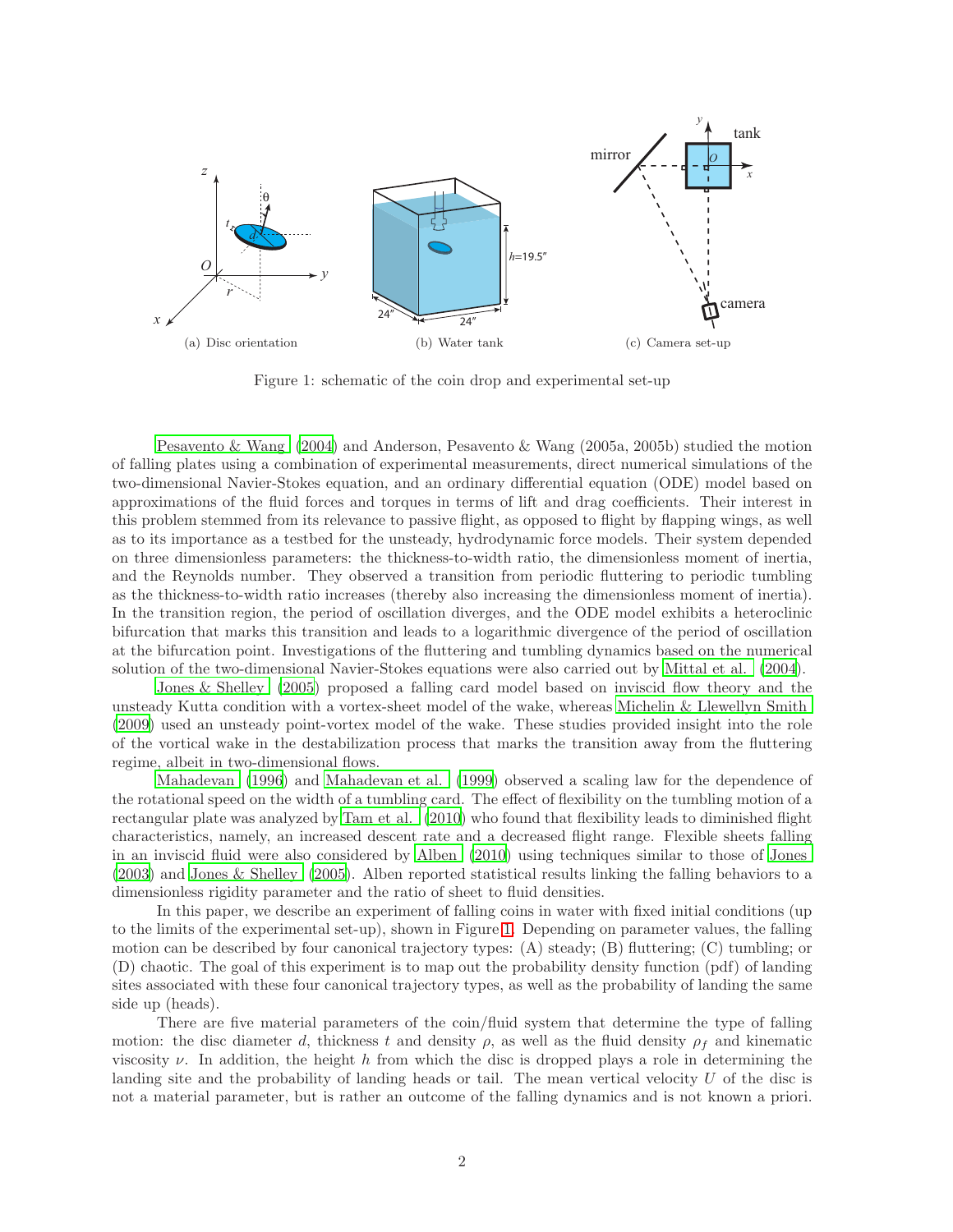(a) Disc orientation (b) Water tank (c) Camera set-up

Figure 1: schematic of the coin drop and experimental set-up

Pesavento & Wang (2004) and Anderson, Pesavento & Wang (2005a, 2005b) studied the motion of falling plates using a combination of experimental measurements, direct numerical simulations of the two-dimensional Navier-Stokes equation, and an ordinary differential equation (ODE) model based on approximations of the fluid forces and torques in terms of lift and drag coefficients. Their interest in this problem stemmed from its relevance to passive flight, as opposed to flight by flapping wings, as well as to its importance as a testbed for the unsteady, hydrodynamic force models. Their system depended on three dimensionless parameters: the thickness-to-width ratio, the dimensionless moment of inertia, and the Reynolds number. They observed a transition from periodic fluttering to periodic tumbling as the thickness-to-width ratio increases (thereby also increasing the dimensionless moment of inertia). In the transition region, the period of oscillation diverges, and the ODE model exhibits a heteroclinic bifurcation that marks this transition and leads to a logarithmic divergence of the period of oscillation at the bifurcation point. Investigations of the fluttering and tumbling dynamics based on the numerical solution of the two-dimensional Navier-Stokes equations were also carried out by Mittal et al. (2004).

Jones & Shelley (2005) proposed a falling card model based on inviscid flow theory and the unsteady Kutta condition with a vortex-sheet model of the wake, whereas Michelin & Llewellyn Smith (2009) used an unsteady point-vortex model of the wake. These studies provided insight into the role of the vortical wake in the destabilization process that marks the transition away from the fluttering regime, albeit in two-dimensional flows.

Mahadevan (1996) and Mahadevan et al. (1999) observed a scaling law for the dependence of the rotational speed on the width of a tumbling card. The effect of flexibility on the tumbling motion of a rectangular plate was analyzed by Tam et al. (2010) who found that flexibility leads to diminished flight characteristics, namely, an increased descent rate and a decreased flight range. Flexible sheets falling in an inviscid fluid were also considered by Alben (2010) using techniques similar to those of Jones (2003) and Jones & Shelley (2005). Alben reported statistical results linking the falling behaviors to a dimensionless rigidity parameter and the ratio of sheet to fluid densities.

In this paper, we describe an experiment of falling coins in water with fixed initial conditions (up to the limits of the experimental set-up), shown in Figure 1. Depending on parameter values, the falling motion can be described by four canonical trajectory types: (A) steady; (B) fluttering; (C) tumbling; or (D) chaotic. The goal of this experiment is to map out the probability density function (pdf) of landing sites associated with these four canonical trajectory types, as well as the probability of landing the same side up (heads).

There are five material parameters of the coin/fluid system that determine the type of falling motion: the disc diameter $d$, thickness $t$ and density $\rho$, as well as the fluid density $\rho_f$ and kinematic viscosity $\nu$. In addition, the height $h$ from which the disc is dropped plays a role in determining the landing site and the probability of landing heads or tail. The mean vertical velocity $U$ of the disc is not a material parameter, but is rather an outcome of the falling dynamics and is not known a priori.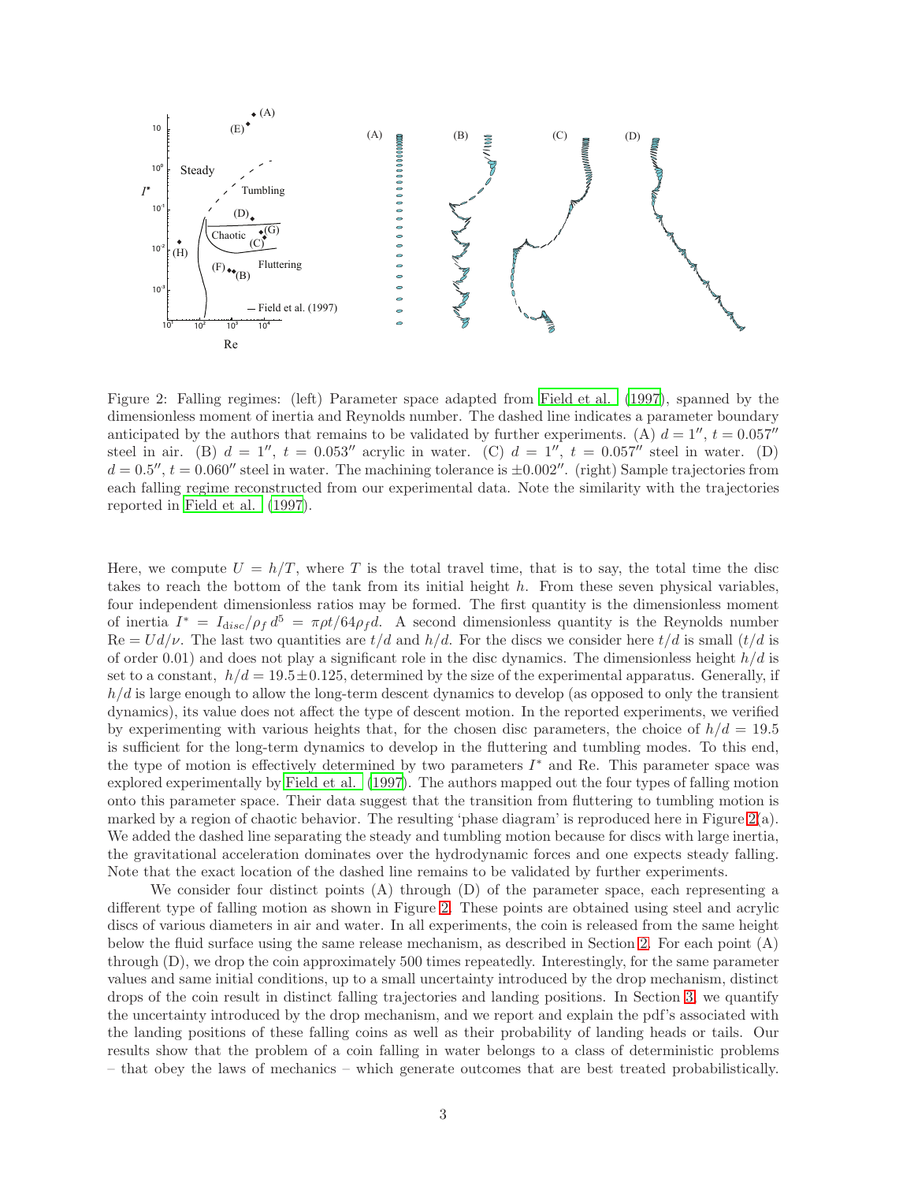Figure 2: Falling regimes: (left) Parameter space adapted from Field et al. (1997), spanned by the dimensionless moment of inertia and Reynolds number. The dashed line indicates a parameter boundary anticipated by the authors that remains to be validated by further experiments. (A) $d = 1''$, $t = 0.057''$ steel in air. (B) $d = 1''$, $t = 0.053''$ acrylic in water. (C) $d = 1''$, $t = 0.057''$ steel in water. (D) $d = 0.5''$, $t = 0.060''$ steel in water. The machining tolerance is $\pm 0.002''$. (right) Sample trajectories from each falling regime reconstructed from our experimental data. Note the similarity with the trajectories reported in Field et al. (1997).

Here, we compute $U = h/T$, where $T$ is the total travel time, that is to say, the total time the disc takes to reach the bottom of the tank from its initial height $h$. From these seven physical variables, four independent dimensionless ratios may be formed. The first quantity is the dimensionless moment of inertia $I^* = I_{disc}/\rho_f d^5 = \pi\rho t/64\rho_f d$. A second dimensionless quantity is the Reynolds number $\text{Re} = Ud/\nu$. The last two quantities are $t/d$ and $h/d$. For the discs we consider here $t/d$ is small ($t/d$ is of order 0.01) and does not play a significant role in the disc dynamics. The dimensionless height $h/d$ is set to a constant, $h/d = 19.5 \pm 0.125$, determined by the size of the experimental apparatus. Generally, if $h/d$ is large enough to allow the long-term descent dynamics to develop (as opposed to only the transient dynamics), its value does not affect the type of descent motion. In the reported experiments, we verified by experimenting with various heights that, for the chosen disc parameters, the choice of $h/d = 19.5$ is sufficient for the long-term dynamics to develop in the fluttering and tumbling modes. To this end, the type of motion is effectively determined by two parameters $I^*$ and Re. This parameter space was explored experimentally by Field et al. (1997). The authors mapped out the four types of falling motion onto this parameter space. Their data suggest that the transition from fluttering to tumbling motion is marked by a region of chaotic behavior. The resulting 'phase diagram' is reproduced here in Figure 2(a). We added the dashed line separating the steady and tumbling motion because for discs with large inertia, the gravitational acceleration dominates over the hydrodynamic forces and one expects steady falling. Note that the exact location of the dashed line remains to be validated by further experiments.

We consider four distinct points (A) through (D) of the parameter space, each representing a different type of falling motion as shown in Figure 2. These points are obtained using steel and acrylic discs of various diameters in air and water. In all experiments, the coin is released from the same height below the fluid surface using the same release mechanism, as described in Section 2. For each point (A) through (D), we drop the coin approximately 500 times repeatedly. Interestingly, for the same parameter values and same initial conditions, up to a small uncertainty introduced by the drop mechanism, distinct drops of the coin result in distinct falling trajectories and landing positions. In Section 3, we quantify the uncertainty introduced by the drop mechanism, and we report and explain the pdf's associated with the landing positions of these falling coins as well as their probability of landing heads or tails. Our results show that the problem of a coin falling in water belongs to a class of deterministic problems – that obey the laws of mechanics – which generate outcomes that are best treated probabilistically.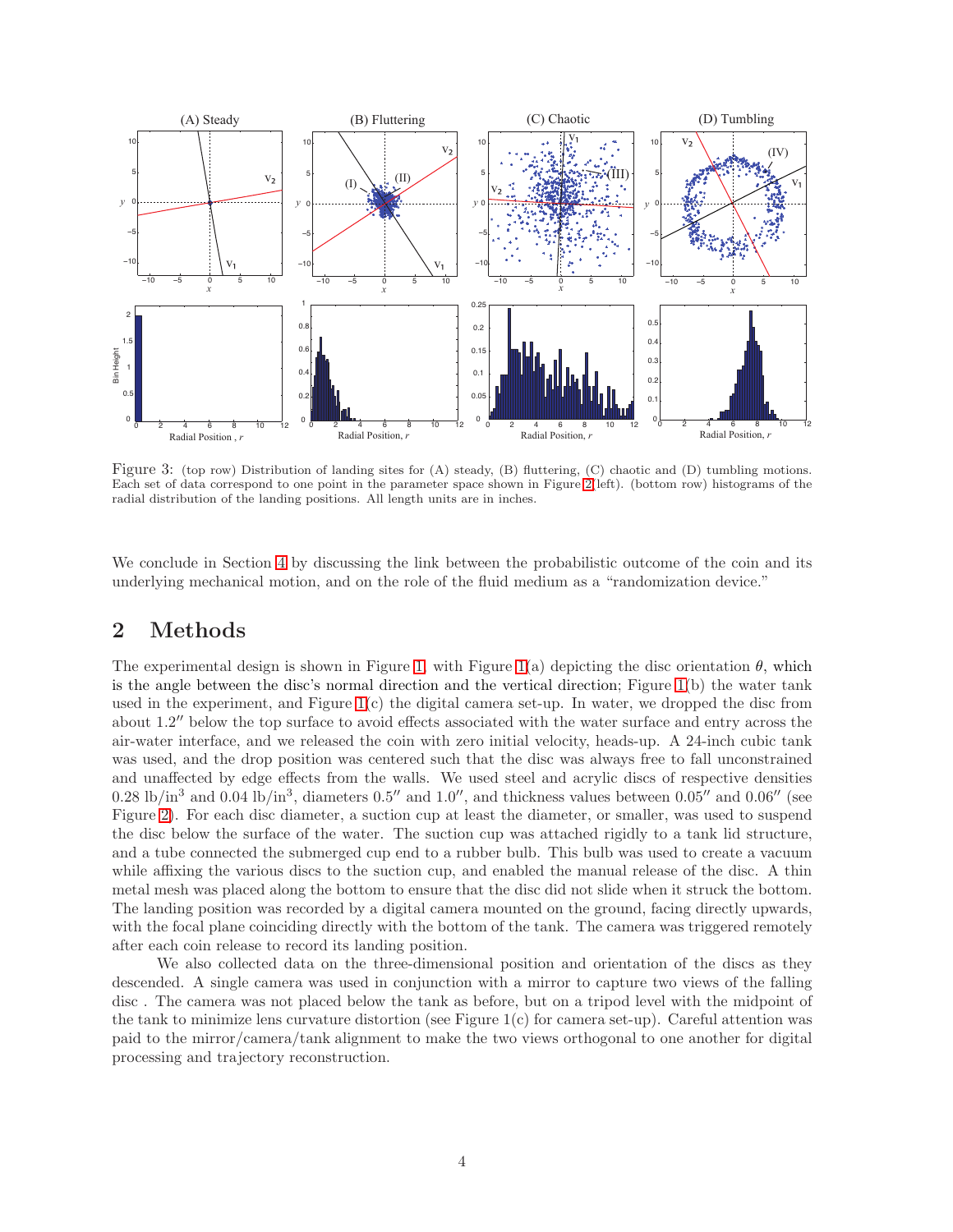Figure 3: (top row) Distribution of landing sites for (A) steady, (B) fluttering, (C) chaotic and (D) tumbling motions. Each set of data correspond to one point in the parameter space shown in Figure 2 left). (bottom row) histograms of the radial distribution of the landing positions. All length units are in inches.

We conclude in Section 4 by discussing the link between the probabilistic outcome of the coin and its underlying mechanical motion, and on the role of the fluid medium as a "randomization device."

## 2 Methods

The experimental design is shown in Figure 1, with Figure 1(a) depicting the disc orientation $\theta$, which is the angle between the disc's normal direction and the vertical direction; Figure 1(b) the water tank used in the experiment, and Figure 1(c) the digital camera set-up. In water, we dropped the disc from about 1.2″ below the top surface to avoid effects associated with the water surface and entry across the air-water interface, and we released the coin with zero initial velocity, heads-up. A 24-inch cubic tank was used, and the drop position was centered such that the disc was always free to fall unconstrained and unaffected by edge effects from the walls. We used steel and acrylic discs of respective densities 0.28 lb/in$^3$ and 0.04 lb/in$^3$, diameters 0.5″ and 1.0″, and thickness values between 0.05″ and 0.06″ (see Figure 2). For each disc diameter, a suction cup at least the diameter, or smaller, was used to suspend the disc below the surface of the water. The suction cup was attached rigidly to a tank lid structure, and a tube connected the submerged cup end to a rubber bulb. This bulb was used to create a vacuum while affixing the various discs to the suction cup, and enabled the manual release of the disc. A thin metal mesh was placed along the bottom to ensure that the disc did not slide when it struck the bottom. The landing position was recorded by a digital camera mounted on the ground, facing directly upwards, with the focal plane coinciding directly with the bottom of the tank. The camera was triggered remotely after each coin release to record its landing position.

We also collected data on the three-dimensional position and orientation of the discs as they descended. A single camera was used in conjunction with a mirror to capture two views of the falling disc . The camera was not placed below the tank as before, but on a tripod level with the midpoint of the tank to minimize lens curvature distortion (see Figure 1(c) for camera set-up). Careful attention was paid to the mirror/camera/tank alignment to make the two views orthogonal to one another for digital processing and trajectory reconstruction.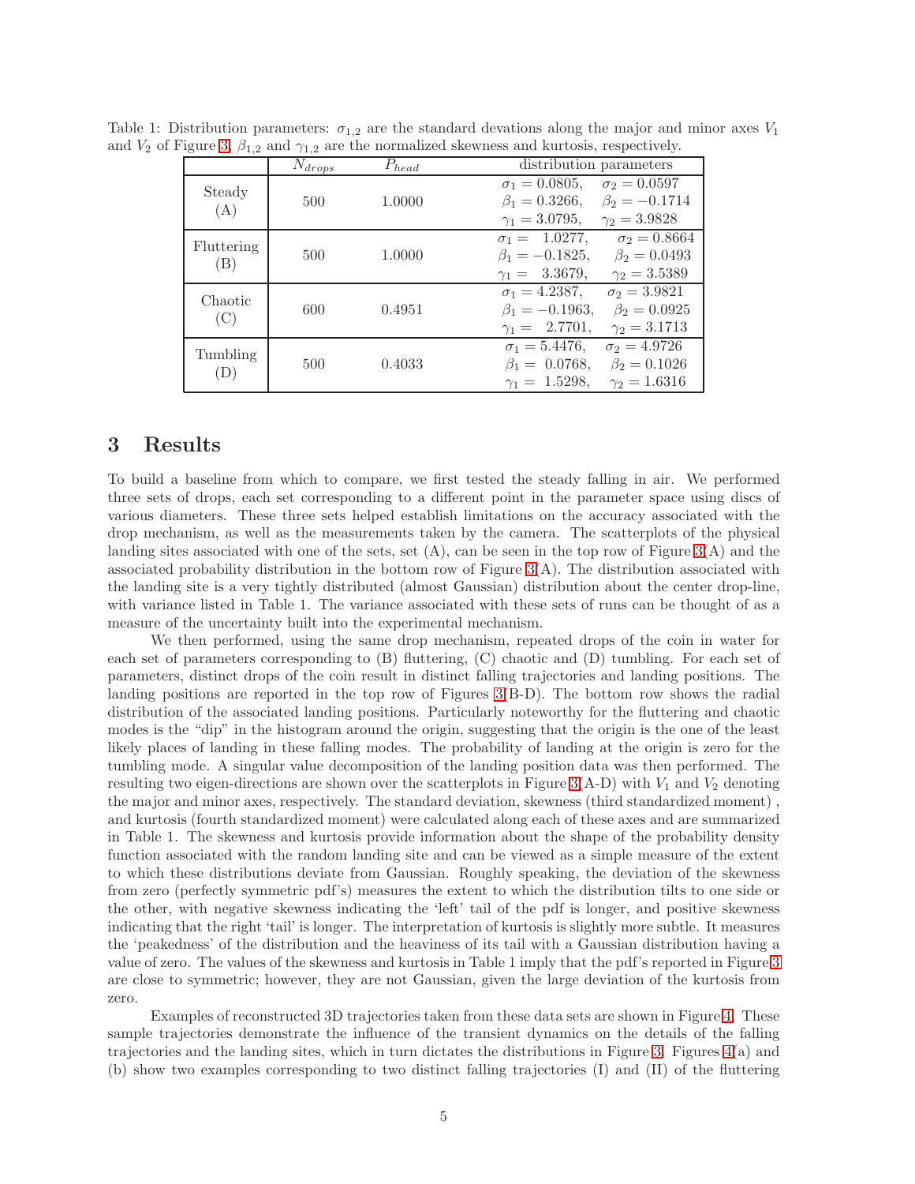Table 1: Distribution parameters: $\sigma_{1,2}$ are the standard deviations along the major and minor axes $V_1$ and $V_2$ of Figure 3. $\beta_{1,2}$ and $\gamma_{1,2}$ are the normalized skewness and kurtosis, respectively.

| | $N_{drops}$ | $P_{head}$ | distribution parameters |
|---|---|---|---|
| Steady (A) | 500 | 1.0000 | $\sigma_1 = 0.0805$, $\sigma_2 = 0.0597$ <br> $\beta_1 = 0.3266$, $\beta_2 = -0.1714$ <br> $\gamma_1 = 3.0795$, $\gamma_2 = 3.9828$ |
| Fluttering (B) | 500 | 1.0000 | $\sigma_1 = 1.0277$, $\sigma_2 = 0.8664$ <br> $\beta_1 = -0.1825$, $\beta_2 = 0.0493$ <br> $\gamma_1 = 3.3679$, $\gamma_2 = 3.5389$ |
| Chaotic (C) | 600 | 0.4951 | $\sigma_1 = 4.2387$, $\sigma_2 = 3.9821$ <br> $\beta_1 = -0.1963$, $\beta_2 = 0.0925$ <br> $\gamma_1 = 2.7701$, $\gamma_2 = 3.1713$ |
| Tumbling (D) | 500 | 0.4033 | $\sigma_1 = 5.4476$, $\sigma_2 = 4.9726$ <br> $\beta_1 = 0.0768$, $\beta_2 = 0.1026$ <br> $\gamma_1 = 1.5298$, $\gamma_2 = 1.6316$ |

# 3 Results

To build a baseline from which to compare, we first tested the steady falling in air. We performed three sets of drops, each set corresponding to a different point in the parameter space using discs of various diameters. These three sets helped establish limitations on the accuracy associated with the drop mechanism, as well as the measurements taken by the camera. The scatterplots of the physical landing sites associated with one of the sets, set (A), can be seen in the top row of Figure 3(A) and the associated probability distribution in the bottom row of Figure 3(A). The distribution associated with the landing site is a very tightly distributed (almost Gaussian) distribution about the center drop-line, with variance listed in Table 1. The variance associated with these sets of runs can be thought of as a measure of the uncertainty built into the experimental mechanism.

We then performed, using the same drop mechanism, repeated drops of the coin in water for each set of parameters corresponding to (B) fluttering, (C) chaotic and (D) tumbling. For each set of parameters, distinct drops of the coin result in distinct falling trajectories and landing positions. The landing positions are reported in the top row of Figures 3(B-D). The bottom row shows the radial distribution of the associated landing positions. Particularly noteworthy for the fluttering and chaotic modes is the "dip" in the histogram around the origin, suggesting that the origin is the one of the least likely places of landing in these falling modes. The probability of landing at the origin is zero for the tumbling mode. A singular value decomposition of the landing position data was then performed. The resulting two eigen-directions are shown over the scatterplots in Figure 3(A-D) with $V_1$ and $V_2$ denoting the major and minor axes, respectively. The standard deviation, skewness (third standardized moment) , and kurtosis (fourth standardized moment) were calculated along each of these axes and are summarized in Table 1. The skewness and kurtosis provide information about the shape of the probability density function associated with the random landing site and can be viewed as a simple measure of the extent to which these distributions deviate from Gaussian. Roughly speaking, the deviation of the skewness from zero (perfectly symmetric pdf's) measures the extent to which the distribution tilts to one side or the other, with negative skewness indicating the 'left' tail of the pdf is longer, and positive skewness indicating that the right 'tail' is longer. The interpretation of kurtosis is slightly more subtle. It measures the 'peakedness' of the distribution and the heaviness of its tail with a Gaussian distribution having a value of zero. The values of the skewness and kurtosis in Table 1 imply that the pdf's reported in Figure 3 are close to symmetric; however, they are not Gaussian, given the large deviation of the kurtosis from zero.

Examples of reconstructed 3D trajectories taken from these data sets are shown in Figure 4. These sample trajectories demonstrate the influence of the transient dynamics on the details of the falling trajectories and the landing sites, which in turn dictates the distributions in Figure 3. Figures 4(a) and (b) show two examples corresponding to two distinct falling trajectories (I) and (II) of the fluttering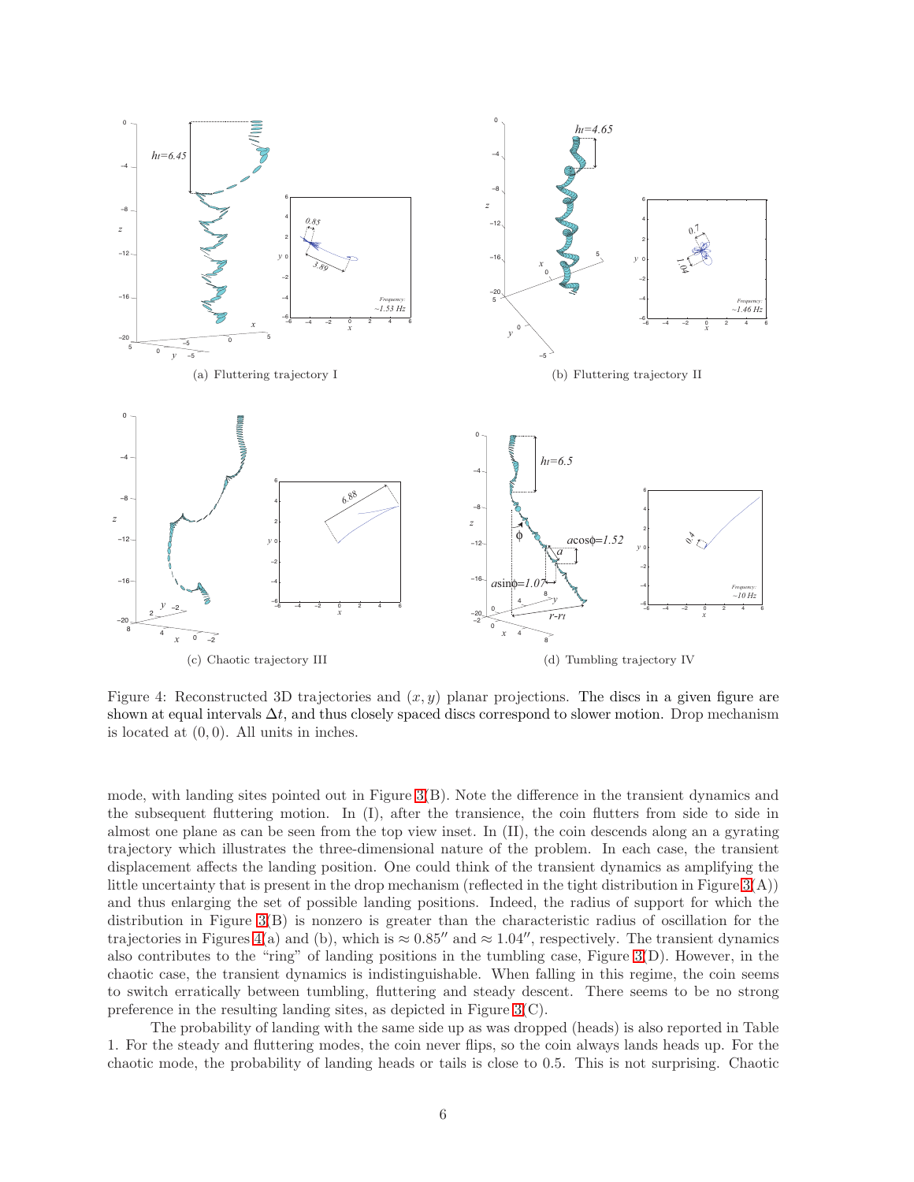(a) Fluttering trajectory I

(b) Fluttering trajectory II

(c) Chaotic trajectory III

(d) Tumbling trajectory IV

Figure 4: Reconstructed 3D trajectories and $(x, y)$ planar projections. The discs in a given figure are shown at equal intervals $\Delta t$, and thus closely spaced discs correspond to slower motion. Drop mechanism is located at $(0, 0)$. All units in inches.

mode, with landing sites pointed out in Figure 3(B). Note the difference in the transient dynamics and the subsequent fluttering motion. In (I), after the transience, the coin flutters from side to side in almost one plane as can be seen from the top view inset. In (II), the coin descends along an a gyrating trajectory which illustrates the three-dimensional nature of the problem. In each case, the transient displacement affects the landing position. One could think of the transient dynamics as amplifying the little uncertainty that is present in the drop mechanism (reflected in the tight distribution in Figure 3(A)) and thus enlarging the set of possible landing positions. Indeed, the radius of support for which the distribution in Figure 3(B) is nonzero is greater than the characteristic radius of oscillation for the trajectories in Figures 4(a) and (b), which is $\approx 0.85''$ and $\approx 1.04''$, respectively. The transient dynamics also contributes to the "ring" of landing positions in the tumbling case, Figure 3(D). However, in the chaotic case, the transient dynamics is indistinguishable. When falling in this regime, the coin seems to switch erratically between tumbling, fluttering and steady descent. There seems to be no strong preference in the resulting landing sites, as depicted in Figure 3(C).

The probability of landing with the same side up as was dropped (heads) is also reported in Table 1. For the steady and fluttering modes, the coin never flips, so the coin always lands heads up. For the chaotic mode, the probability of landing heads or tails is close to 0.5. This is not surprising. Chaotic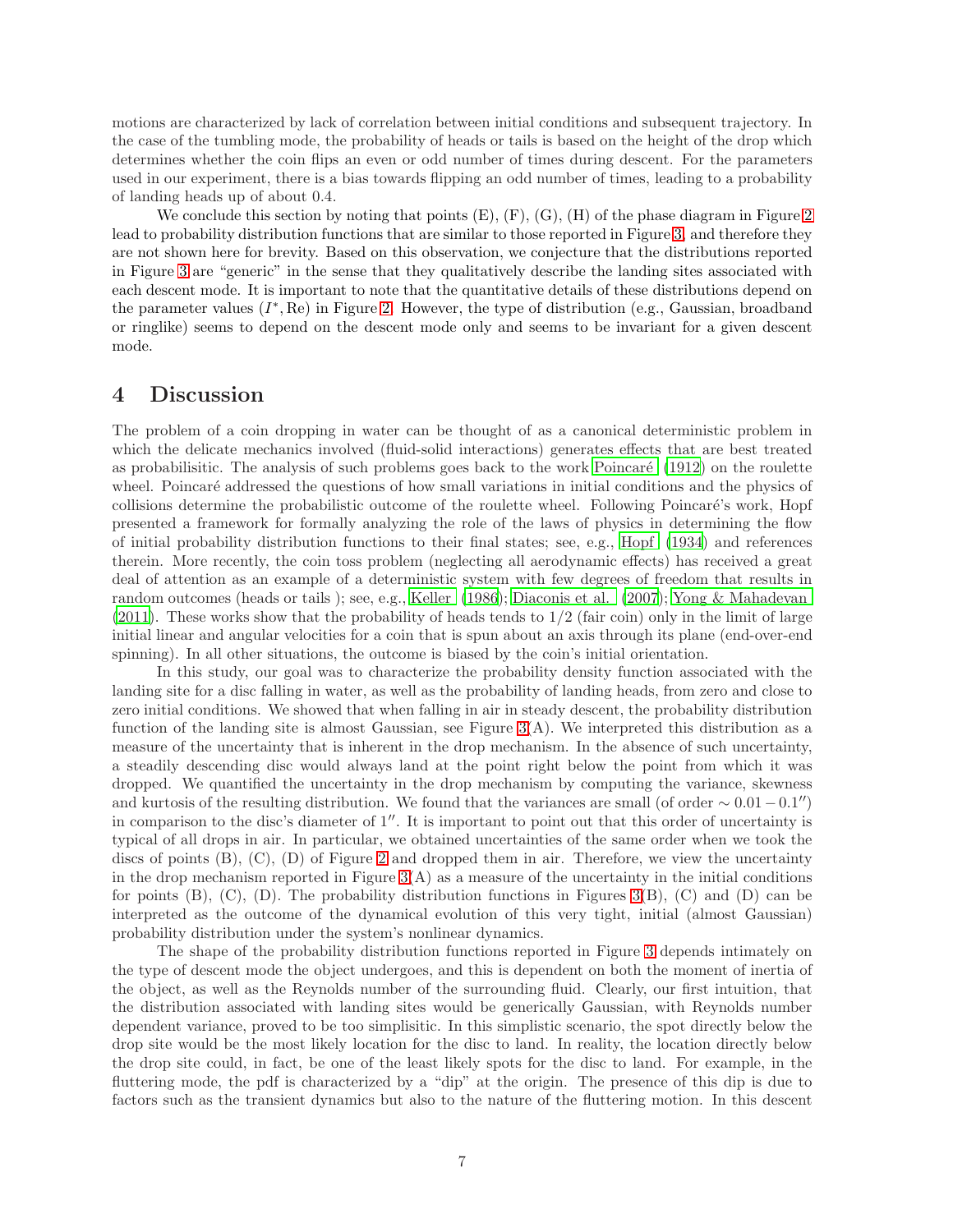motions are characterized by lack of correlation between initial conditions and subsequent trajectory. In the case of the tumbling mode, the probability of heads or tails is based on the height of the drop which determines whether the coin flips an even or odd number of times during descent. For the parameters used in our experiment, there is a bias towards flipping an odd number of times, leading to a probability of landing heads up of about 0.4.

We conclude this section by noting that points (E), (F), (G), (H) of the phase diagram in Figure 2 lead to probability distribution functions that are similar to those reported in Figure 3, and therefore they are not shown here for brevity. Based on this observation, we conjecture that the distributions reported in Figure 3 are "generic" in the sense that they qualitatively describe the landing sites associated with each descent mode. It is important to note that the quantitative details of these distributions depend on the parameter values $(I^*, \mathrm{Re})$ in Figure 2. However, the type of distribution (e.g., Gaussian, broadband or ringlike) seems to depend on the descent mode only and seems to be invariant for a given descent mode.

# 4 Discussion

The problem of a coin dropping in water can be thought of as a canonical deterministic problem in which the delicate mechanics involved (fluid-solid interactions) generates effects that are best treated as probabilisitic. The analysis of such problems goes back to the work Poincaré (1912) on the roulette wheel. Poincaré addressed the questions of how small variations in initial conditions and the physics of collisions determine the probabilistic outcome of the roulette wheel. Following Poincaré's work, Hopf presented a framework for formally analyzing the role of the laws of physics in determining the flow of initial probability distribution functions to their final states; see, e.g., Hopf (1934) and references therein. More recently, the coin toss problem (neglecting all aerodynamic effects) has received a great deal of attention as an example of a deterministic system with few degrees of freedom that results in random outcomes (heads or tails ); see, e.g., Keller (1986); Diaconis et al. (2007); Yong & Mahadevan (2011). These works show that the probability of heads tends to 1/2 (fair coin) only in the limit of large initial linear and angular velocities for a coin that is spun about an axis through its plane (end-over-end spinning). In all other situations, the outcome is biased by the coin's initial orientation.

In this study, our goal was to characterize the probability density function associated with the landing site for a disc falling in water, as well as the probability of landing heads, from zero and close to zero initial conditions. We showed that when falling in air in steady descent, the probability distribution function of the landing site is almost Gaussian, see Figure 3(A). We interpreted this distribution as a measure of the uncertainty that is inherent in the drop mechanism. In the absence of such uncertainty, a steadily descending disc would always land at the point right below the point from which it was dropped. We quantified the uncertainty in the drop mechanism by computing the variance, skewness and kurtosis of the resulting distribution. We found that the variances are small (of order $\sim 0.01 - 0.1''$) in comparison to the disc's diameter of $1''$. It is important to point out that this order of uncertainty is typical of all drops in air. In particular, we obtained uncertainties of the same order when we took the discs of points (B), (C), (D) of Figure 2 and dropped them in air. Therefore, we view the uncertainty in the drop mechanism reported in Figure 3(A) as a measure of the uncertainty in the initial conditions for points (B), (C), (D). The probability distribution functions in Figures 3(B), (C) and (D) can be interpreted as the outcome of the dynamical evolution of this very tight, initial (almost Gaussian) probability distribution under the system's nonlinear dynamics.

The shape of the probability distribution functions reported in Figure 3 depends intimately on the type of descent mode the object undergoes, and this is dependent on both the moment of inertia of the object, as well as the Reynolds number of the surrounding fluid. Clearly, our first intuition, that the distribution associated with landing sites would be generically Gaussian, with Reynolds number dependent variance, proved to be too simplisitic. In this simplistic scenario, the spot directly below the drop site would be the most likely location for the disc to land. In reality, the location directly below the drop site could, in fact, be one of the least likely spots for the disc to land. For example, in the fluttering mode, the pdf is characterized by a "dip" at the origin. The presence of this dip is due to factors such as the transient dynamics but also to the nature of the fluttering motion. In this descent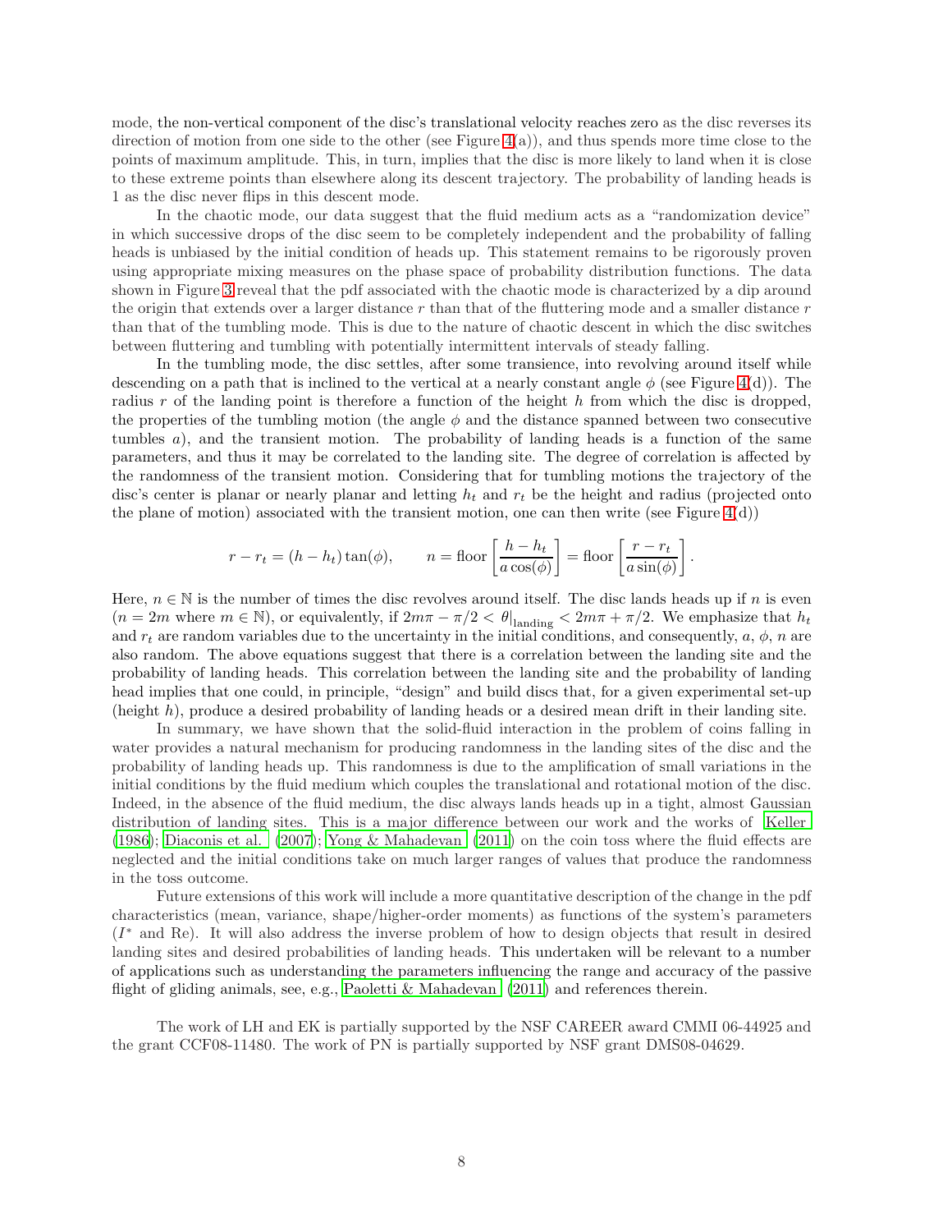mode, the non-vertical component of the disc's translational velocity reaches zero as the disc reverses its direction of motion from one side to the other (see Figure 4(a)), and thus spends more time close to the points of maximum amplitude. This, in turn, implies that the disc is more likely to land when it is close to these extreme points than elsewhere along its descent trajectory. The probability of landing heads is 1 as the disc never flips in this descent mode.

In the chaotic mode, our data suggest that the fluid medium acts as a "randomization device" in which successive drops of the disc seem to be completely independent and the probability of falling heads is unbiased by the initial condition of heads up. This statement remains to be rigorously proven using appropriate mixing measures on the phase space of probability distribution functions. The data shown in Figure 3 reveal that the pdf associated with the chaotic mode is characterized by a dip around the origin that extends over a larger distance $r$ than that of the fluttering mode and a smaller distance $r$ than that of the tumbling mode. This is due to the nature of chaotic descent in which the disc switches between fluttering and tumbling with potentially intermittent intervals of steady falling.

In the tumbling mode, the disc settles, after some transience, into revolving around itself while descending on a path that is inclined to the vertical at a nearly constant angle $\phi$ (see Figure 4(d)). The radius $r$ of the landing point is therefore a function of the height $h$ from which the disc is dropped, the properties of the tumbling motion (the angle $\phi$ and the distance spanned between two consecutive tumbles $a$), and the transient motion. The probability of landing heads is a function of the same parameters, and thus it may be correlated to the landing site. The degree of correlation is affected by the randomness of the transient motion. Considering that for tumbling motions the trajectory of the disc's center is planar or nearly planar and letting $h_t$ and $r_t$ be the height and radius (projected onto the plane of motion) associated with the transient motion, one can then write (see Figure 4(d))

$$r - r_t = (h - h_t)\tan(\phi), \qquad n = \text{floor}\left[\frac{h - h_t}{a\cos(\phi)}\right] = \text{floor}\left[\frac{r - r_t}{a\sin(\phi)}\right].$$

Here, $n \in \mathbb{N}$ is the number of times the disc revolves around itself. The disc lands heads up if $n$ is even ($n = 2m$ where $m \in \mathbb{N}$), or equivalently, if $2m\pi - \pi/2 < \theta|_{\text{landing}} < 2m\pi + \pi/2$. We emphasize that $h_t$ and $r_t$ are random variables due to the uncertainty in the initial conditions, and consequently, $a$, $\phi$, $n$ are also random. The above equations suggest that there is a correlation between the landing site and the probability of landing heads. This correlation between the landing site and the probability of landing head implies that one could, in principle, "design" and build discs that, for a given experimental set-up (height $h$), produce a desired probability of landing heads or a desired mean drift in their landing site.

In summary, we have shown that the solid-fluid interaction in the problem of coins falling in water provides a natural mechanism for producing randomness in the landing sites of the disc and the probability of landing heads up. This randomness is due to the amplification of small variations in the initial conditions by the fluid medium which couples the translational and rotational motion of the disc. Indeed, in the absence of the fluid medium, the disc always lands heads up in a tight, almost Gaussian distribution of landing sites. This is a major difference between our work and the works of Keller (1986); Diaconis et al. (2007); Yong & Mahadevan (2011) on the coin toss where the fluid effects are neglected and the initial conditions take on much larger ranges of values that produce the randomness in the toss outcome.

Future extensions of this work will include a more quantitative description of the change in the pdf characteristics (mean, variance, shape/higher-order moments) as functions of the system's parameters ($I^*$ and Re). It will also address the inverse problem of how to design objects that result in desired landing sites and desired probabilities of landing heads. This undertaken will be relevant to a number of applications such as understanding the parameters influencing the range and accuracy of the passive flight of gliding animals, see, e.g., Paoletti & Mahadevan (2011) and references therein.

The work of LH and EK is partially supported by the NSF CAREER award CMMI 06-44925 and the grant CCF08-11480. The work of PN is partially supported by NSF grant DMS08-04629.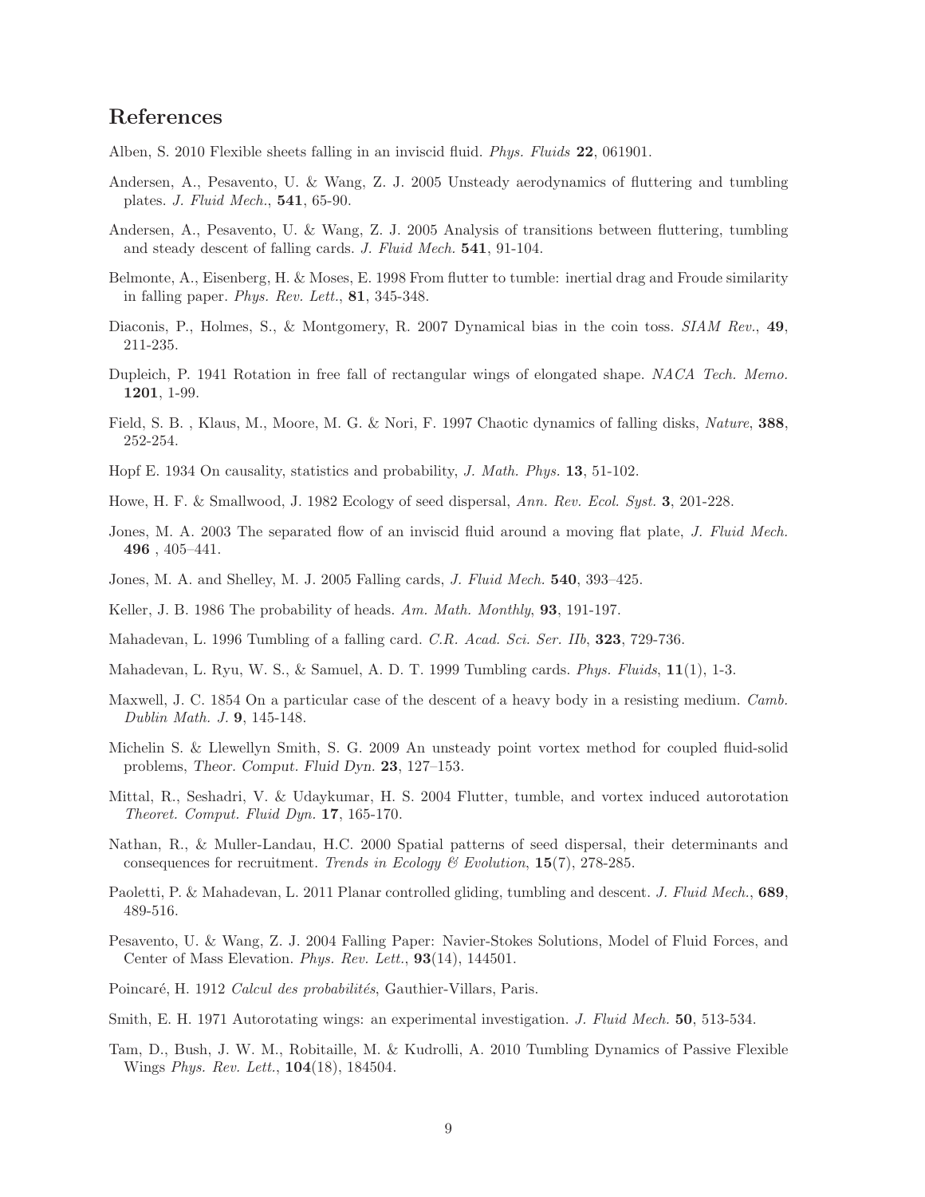## References

Alben, S. 2010 Flexible sheets falling in an inviscid fluid. *Phys. Fluids* **22**, 061901.

Andersen, A., Pesavento, U. & Wang, Z. J. 2005 Unsteady aerodynamics of fluttering and tumbling plates. *J. Fluid Mech.*, **541**, 65-90.

Andersen, A., Pesavento, U. & Wang, Z. J. 2005 Analysis of transitions between fluttering, tumbling and steady descent of falling cards. *J. Fluid Mech.* **541**, 91-104.

Belmonte, A., Eisenberg, H. & Moses, E. 1998 From flutter to tumble: inertial drag and Froude similarity in falling paper. *Phys. Rev. Lett.*, **81**, 345-348.

Diaconis, P., Holmes, S., & Montgomery, R. 2007 Dynamical bias in the coin toss. *SIAM Rev.*, **49**, 211-235.

Dupleich, P. 1941 Rotation in free fall of rectangular wings of elongated shape. *NACA Tech. Memo.* **1201**, 1-99.

Field, S. B. , Klaus, M., Moore, M. G. & Nori, F. 1997 Chaotic dynamics of falling disks, *Nature*, **388**, 252-254.

Hopf E. 1934 On causality, statistics and probability, *J. Math. Phys.* **13**, 51-102.

Howe, H. F. & Smallwood, J. 1982 Ecology of seed dispersal, *Ann. Rev. Ecol. Syst.* **3**, 201-228.

Jones, M. A. 2003 The separated flow of an inviscid fluid around a moving flat plate, *J. Fluid Mech.* **496** , 405–441.

Jones, M. A. and Shelley, M. J. 2005 Falling cards, *J. Fluid Mech.* **540**, 393–425.

Keller, J. B. 1986 The probability of heads. *Am. Math. Monthly*, **93**, 191-197.

Mahadevan, L. 1996 Tumbling of a falling card. *C.R. Acad. Sci. Ser. IIb*, **323**, 729-736.

Mahadevan, L. Ryu, W. S., & Samuel, A. D. T. 1999 Tumbling cards. *Phys. Fluids*, **11**(1), 1-3.

Maxwell, J. C. 1854 On a particular case of the descent of a heavy body in a resisting medium. *Camb. Dublin Math. J.* **9**, 145-148.

Michelin S. & Llewellyn Smith, S. G. 2009 An unsteady point vortex method for coupled fluid-solid problems, *Theor. Comput. Fluid Dyn.* **23**, 127–153.

Mittal, R., Seshadri, V. & Udaykumar, H. S. 2004 Flutter, tumble, and vortex induced autorotation *Theoret. Comput. Fluid Dyn.* **17**, 165-170.

Nathan, R., & Muller-Landau, H.C. 2000 Spatial patterns of seed dispersal, their determinants and consequences for recruitment. *Trends in Ecology & Evolution*, **15**(7), 278-285.

Paoletti, P. & Mahadevan, L. 2011 Planar controlled gliding, tumbling and descent. *J. Fluid Mech.*, **689**, 489-516.

Pesavento, U. & Wang, Z. J. 2004 Falling Paper: Navier-Stokes Solutions, Model of Fluid Forces, and Center of Mass Elevation. *Phys. Rev. Lett.*, **93**(14), 144501.

Poincaré, H. 1912 *Calcul des probabilités*, Gauthier-Villars, Paris.

Smith, E. H. 1971 Autorotating wings: an experimental investigation. *J. Fluid Mech.* **50**, 513-534.

Tam, D., Bush, J. W. M., Robitaille, M. & Kudrolli, A. 2010 Tumbling Dynamics of Passive Flexible Wings *Phys. Rev. Lett.*, **104**(18), 184504.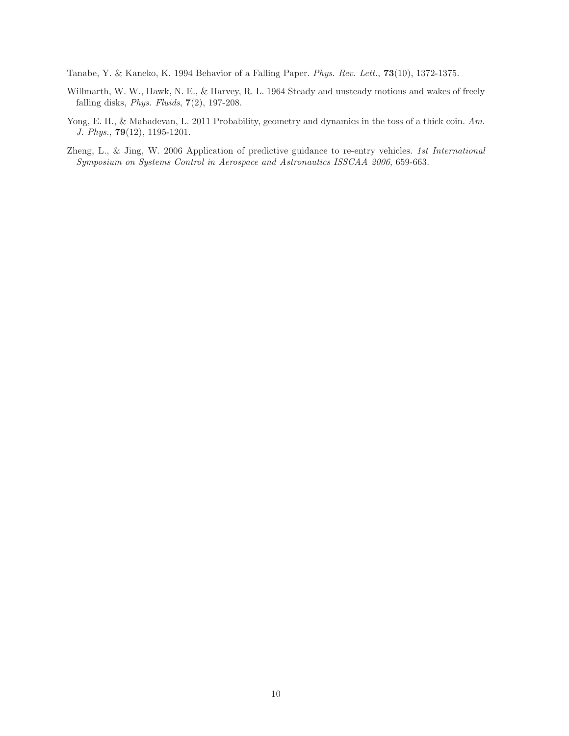Tanabe, Y. & Kaneko, K. 1994 Behavior of a Falling Paper. *Phys. Rev. Lett.*, **73**(10), 1372-1375.

Willmarth, W. W., Hawk, N. E., & Harvey, R. L. 1964 Steady and unsteady motions and wakes of freely falling disks, *Phys. Fluids*, **7**(2), 197-208.

Yong, E. H., & Mahadevan, L. 2011 Probability, geometry and dynamics in the toss of a thick coin. *Am. J. Phys.*, **79**(12), 1195-1201.

Zheng, L., & Jing, W. 2006 Application of predictive guidance to re-entry vehicles. *1st International Symposium on Systems Control in Aerospace and Astronautics ISSCAA 2006*, 659-663.